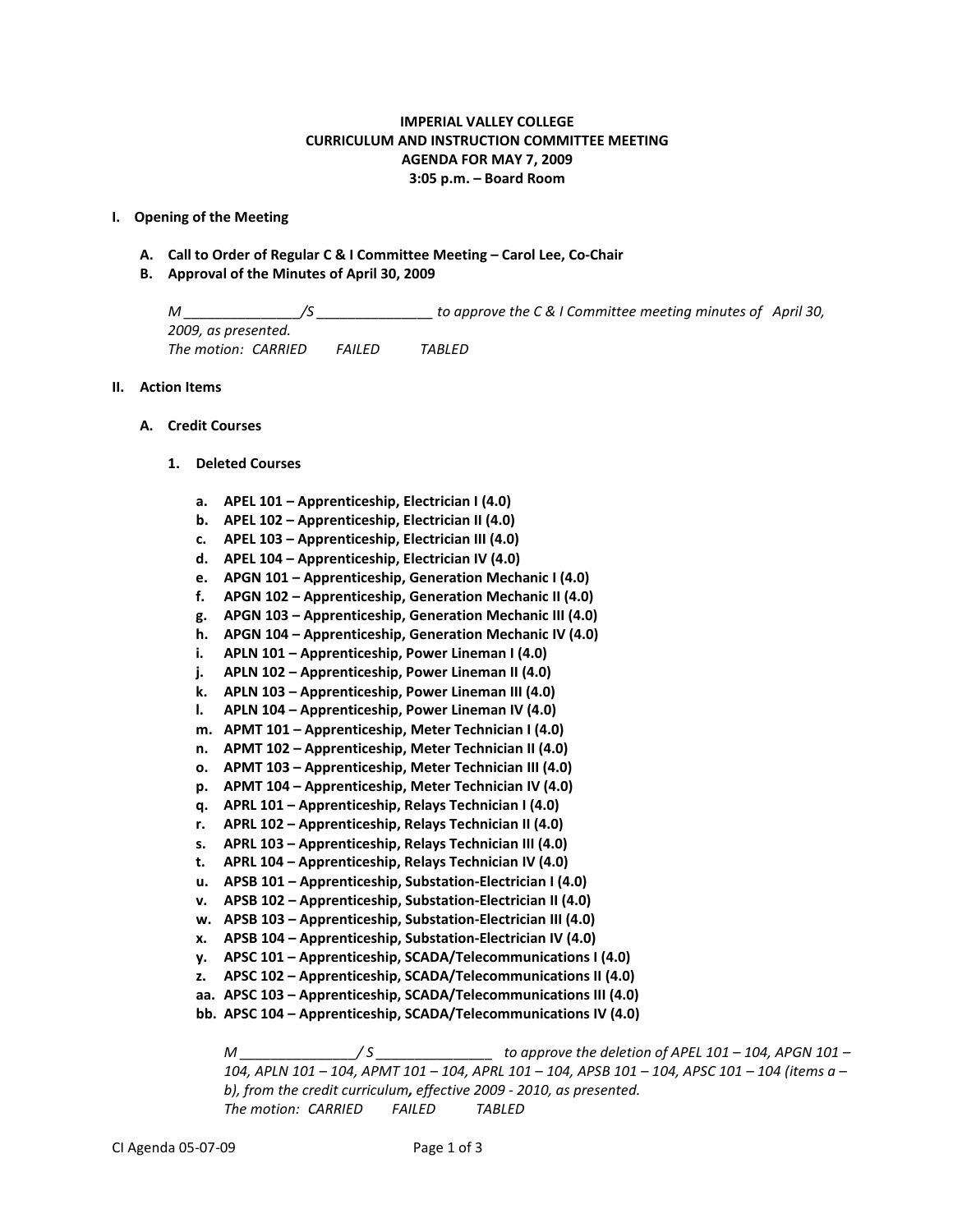**IMPERIAL VALLEY COLLEGE**
**CURRICULUM AND INSTRUCTION COMMITTEE MEETING**
**AGENDA FOR MAY 7, 2009**
**3:05 p.m. – Board Room**

## I. Opening of the Meeting

**A. Call to Order of Regular C & I Committee Meeting – Carol Lee, Co-Chair**

**B. Approval of the Minutes of April 30, 2009**

*M _______________/S _______________ to approve the C & I Committee meeting minutes of April 30, 2009, as presented.*
*The motion: CARRIED FAILED TABLED*

## II. Action Items

### A. Credit Courses

#### 1. Deleted Courses

- **a. APEL 101 – Apprenticeship, Electrician I (4.0)**
- **b. APEL 102 – Apprenticeship, Electrician II (4.0)**
- **c. APEL 103 – Apprenticeship, Electrician III (4.0)**
- **d. APEL 104 – Apprenticeship, Electrician IV (4.0)**
- **e. APGN 101 – Apprenticeship, Generation Mechanic I (4.0)**
- **f. APGN 102 – Apprenticeship, Generation Mechanic II (4.0)**
- **g. APGN 103 – Apprenticeship, Generation Mechanic III (4.0)**
- **h. APGN 104 – Apprenticeship, Generation Mechanic IV (4.0)**
- **i. APLN 101 – Apprenticeship, Power Lineman I (4.0)**
- **j. APLN 102 – Apprenticeship, Power Lineman II (4.0)**
- **k. APLN 103 – Apprenticeship, Power Lineman III (4.0)**
- **l. APLN 104 – Apprenticeship, Power Lineman IV (4.0)**
- **m. APMT 101 – Apprenticeship, Meter Technician I (4.0)**
- **n. APMT 102 – Apprenticeship, Meter Technician II (4.0)**
- **o. APMT 103 – Apprenticeship, Meter Technician III (4.0)**
- **p. APMT 104 – Apprenticeship, Meter Technician IV (4.0)**
- **q. APRL 101 – Apprenticeship, Relays Technician I (4.0)**
- **r. APRL 102 – Apprenticeship, Relays Technician II (4.0)**
- **s. APRL 103 – Apprenticeship, Relays Technician III (4.0)**
- **t. APRL 104 – Apprenticeship, Relays Technician IV (4.0)**
- **u. APSB 101 – Apprenticeship, Substation-Electrician I (4.0)**
- **v. APSB 102 – Apprenticeship, Substation-Electrician II (4.0)**
- **w. APSB 103 – Apprenticeship, Substation-Electrician III (4.0)**
- **x. APSB 104 – Apprenticeship, Substation-Electrician IV (4.0)**
- **y. APSC 101 – Apprenticeship, SCADA/Telecommunications I (4.0)**
- **z. APSC 102 – Apprenticeship, SCADA/Telecommunications II (4.0)**
- **aa. APSC 103 – Apprenticeship, SCADA/Telecommunications III (4.0)**
- **bb. APSC 104 – Apprenticeship, SCADA/Telecommunications IV (4.0)**

*M _______________/ S _______________ to approve the deletion of APEL 101 – 104, APGN 101 – 104, APLN 101 – 104, APMT 101 – 104, APRL 101 – 104, APSB 101 – 104, APSC 101 – 104 (items a – b), from the credit curriculum, effective 2009 - 2010, as presented.*
*The motion: CARRIED FAILED TABLED*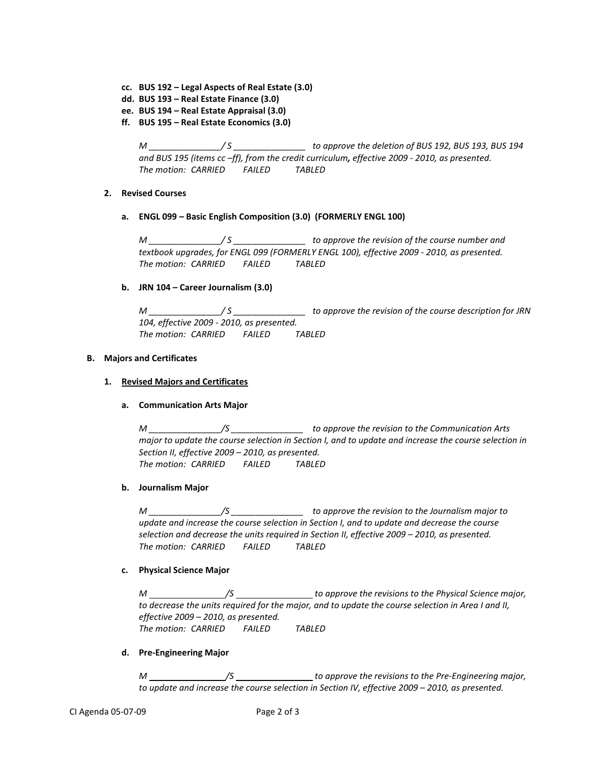cc. **BUS 192 – Legal Aspects of Real Estate (3.0)**
dd. **BUS 193 – Real Estate Finance (3.0)**
ee. **BUS 194 – Real Estate Appraisal (3.0)**
ff. **BUS 195 – Real Estate Economics (3.0)**

*M _______________/ S _______________ to approve the deletion of BUS 192, BUS 193, BUS 194 and BUS 195 (items cc –ff), from the credit curriculum, effective 2009 - 2010, as presented.*
*The motion: CARRIED FAILED TABLED*

**2. Revised Courses**

**a. ENGL 099 – Basic English Composition (3.0) (FORMERLY ENGL 100)**

*M _______________/ S _______________ to approve the revision of the course number and textbook upgrades, for ENGL 099 (FORMERLY ENGL 100), effective 2009 - 2010, as presented.*
*The motion: CARRIED FAILED TABLED*

**b. JRN 104 – Career Journalism (3.0)**

*M _______________/ S _______________ to approve the revision of the course description for JRN 104, effective 2009 - 2010, as presented.*
*The motion: CARRIED FAILED TABLED*

**B. Majors and Certificates**

**1. Revised Majors and Certificates**

**a. Communication Arts Major**

*M _______________/S _______________ to approve the revision to the Communication Arts major to update the course selection in Section I, and to update and increase the course selection in Section II, effective 2009 – 2010, as presented.*
*The motion: CARRIED FAILED TABLED*

**b. Journalism Major**

*M _______________/S _______________ to approve the revision to the Journalism major to update and increase the course selection in Section I, and to update and decrease the course selection and decrease the units required in Section II, effective 2009 – 2010, as presented.*
*The motion: CARRIED FAILED TABLED*

**c. Physical Science Major**

*M _______________/S _______________ to approve the revisions to the Physical Science major, to decrease the units required for the major, and to update the course selection in Area I and II, effective 2009 – 2010, as presented.*
*The motion: CARRIED FAILED TABLED*

**d. Pre-Engineering Major**

*M _______________/S _______________ to approve the revisions to the Pre-Engineering major, to update and increase the course selection in Section IV, effective 2009 – 2010, as presented.*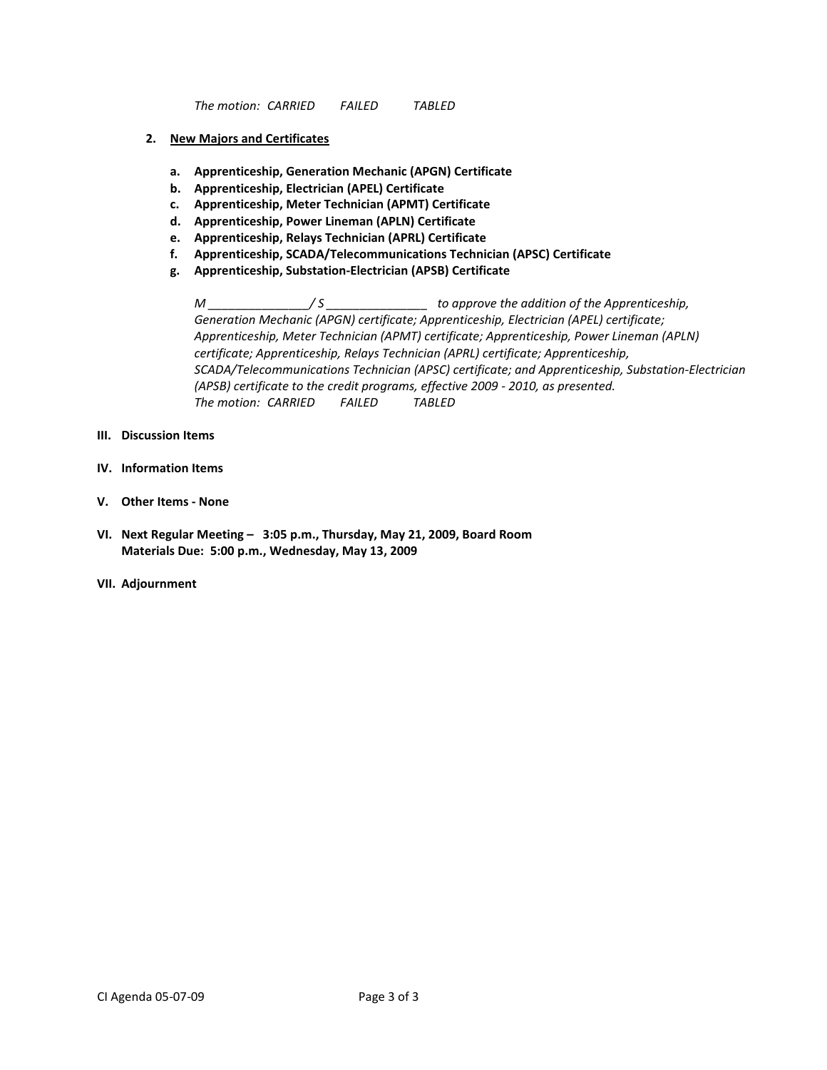*The motion: CARRIED FAILED TABLED*

2. **New Majors and Certificates**

   a. **Apprenticeship, Generation Mechanic (APGN) Certificate**
   b. **Apprenticeship, Electrician (APEL) Certificate**
   c. **Apprenticeship, Meter Technician (APMT) Certificate**
   d. **Apprenticeship, Power Lineman (APLN) Certificate**
   e. **Apprenticeship, Relays Technician (APRL) Certificate**
   f. **Apprenticeship, SCADA/Telecommunications Technician (APSC) Certificate**
   g. **Apprenticeship, Substation-Electrician (APSB) Certificate**

   *M _______________/ S _______________ to approve the addition of the Apprenticeship, Generation Mechanic (APGN) certificate; Apprenticeship, Electrician (APEL) certificate; Apprenticeship, Meter Technician (APMT) certificate; Apprenticeship, Power Lineman (APLN) certificate; Apprenticeship, Relays Technician (APRL) certificate; Apprenticeship, SCADA/Telecommunications Technician (APSC) certificate; and Apprenticeship, Substation-Electrician (APSB) certificate to the credit programs, effective 2009 - 2010, as presented.*
   *The motion: CARRIED FAILED TABLED*

**III. Discussion Items**

**IV. Information Items**

**V. Other Items - None**

**VI. Next Regular Meeting – 3:05 p.m., Thursday, May 21, 2009, Board Room**
**Materials Due: 5:00 p.m., Wednesday, May 13, 2009**

**VII. Adjournment**